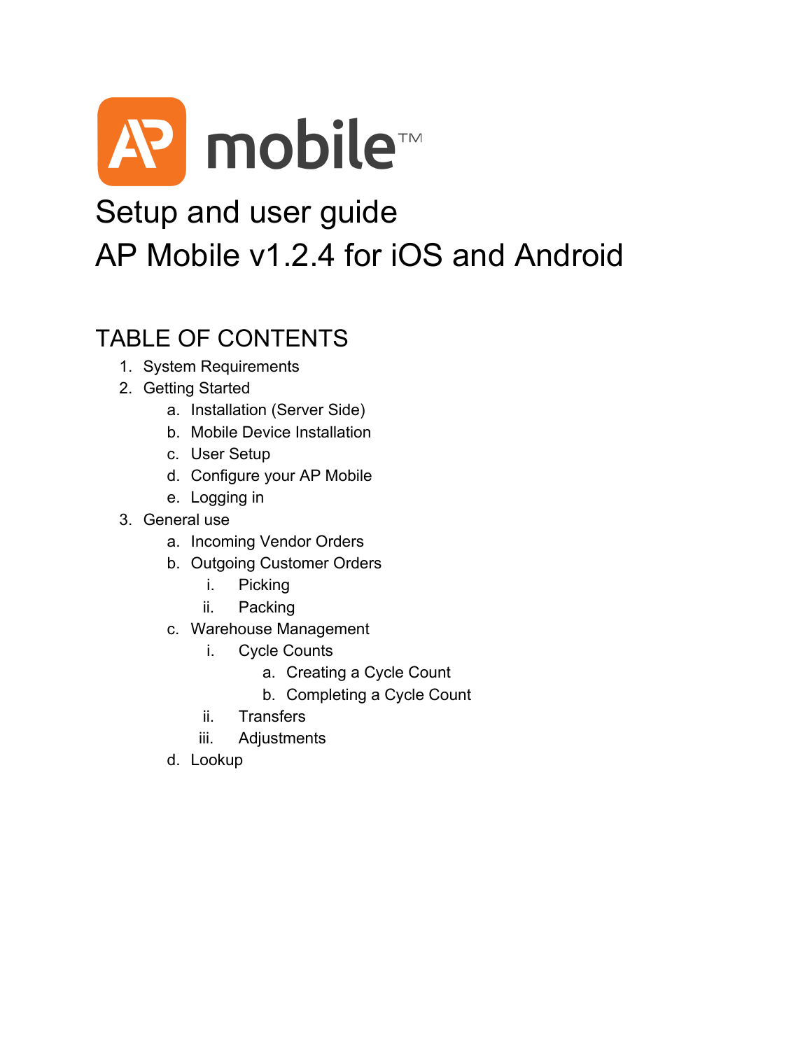# AP mobile™

# Setup and user guide
# AP Mobile v1.2.4 for iOS and Android

## TABLE OF CONTENTS

1. System Requirements
2. Getting Started
    a. Installation (Server Side)
    b. Mobile Device Installation
    c. User Setup
    d. Configure your AP Mobile
    e. Logging in
3. General use
    a. Incoming Vendor Orders
    b. Outgoing Customer Orders
        i. Picking
        ii. Packing
    c. Warehouse Management
        i. Cycle Counts
            a. Creating a Cycle Count
            b. Completing a Cycle Count
        ii. Transfers
        iii. Adjustments
    d. Lookup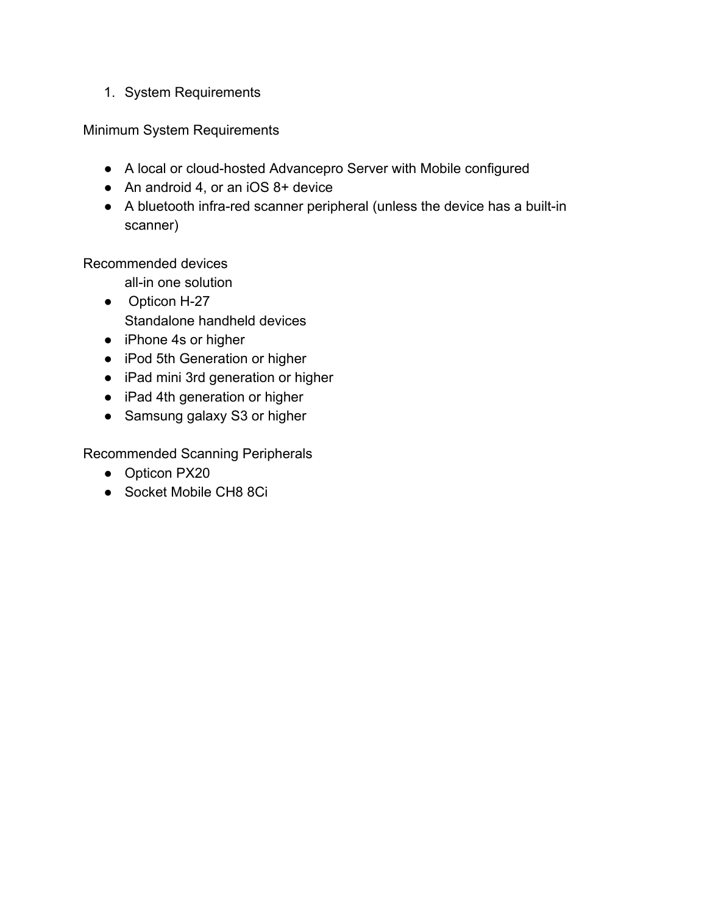1. System Requirements

Minimum System Requirements

- A local or cloud-hosted Advancepro Server with Mobile configured
- An android 4, or an iOS 8+ device
- A bluetooth infra-red scanner peripheral (unless the device has a built-in scanner)

Recommended devices

all-in one solution

- Opticon H-27

Standalone handheld devices

- iPhone 4s or higher
- iPod 5th Generation or higher
- iPad mini 3rd generation or higher
- iPad 4th generation or higher
- Samsung galaxy S3 or higher

Recommended Scanning Peripherals

- Opticon PX20
- Socket Mobile CH8 8Ci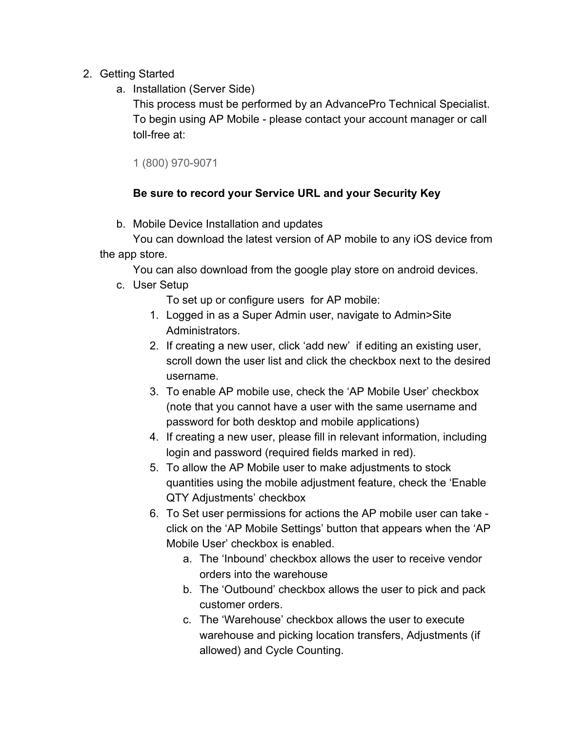2. Getting Started
    a. Installation (Server Side)
       This process must be performed by an AdvancePro Technical Specialist. To begin using AP Mobile - please contact your account manager or call toll-free at:

       1 (800) 970-9071

       **Be sure to record your Service URL and your Security Key**

    b. Mobile Device Installation and updates
       You can download the latest version of AP mobile to any iOS device from the app store.
       You can also download from the google play store on android devices.
    c. User Setup
       To set up or configure users for AP mobile:
        1. Logged in as a Super Admin user, navigate to Admin>Site Administrators.
        2. If creating a new user, click 'add new' if editing an existing user, scroll down the user list and click the checkbox next to the desired username.
        3. To enable AP mobile use, check the 'AP Mobile User' checkbox (note that you cannot have a user with the same username and password for both desktop and mobile applications)
        4. If creating a new user, please fill in relevant information, including login and password (required fields marked in red).
        5. To allow the AP Mobile user to make adjustments to stock quantities using the mobile adjustment feature, check the 'Enable QTY Adjustments' checkbox
        6. To Set user permissions for actions the AP mobile user can take - click on the 'AP Mobile Settings' button that appears when the 'AP Mobile User' checkbox is enabled.
            a. The 'Inbound' checkbox allows the user to receive vendor orders into the warehouse
            b. The 'Outbound' checkbox allows the user to pick and pack customer orders.
            c. The 'Warehouse' checkbox allows the user to execute warehouse and picking location transfers, Adjustments (if allowed) and Cycle Counting.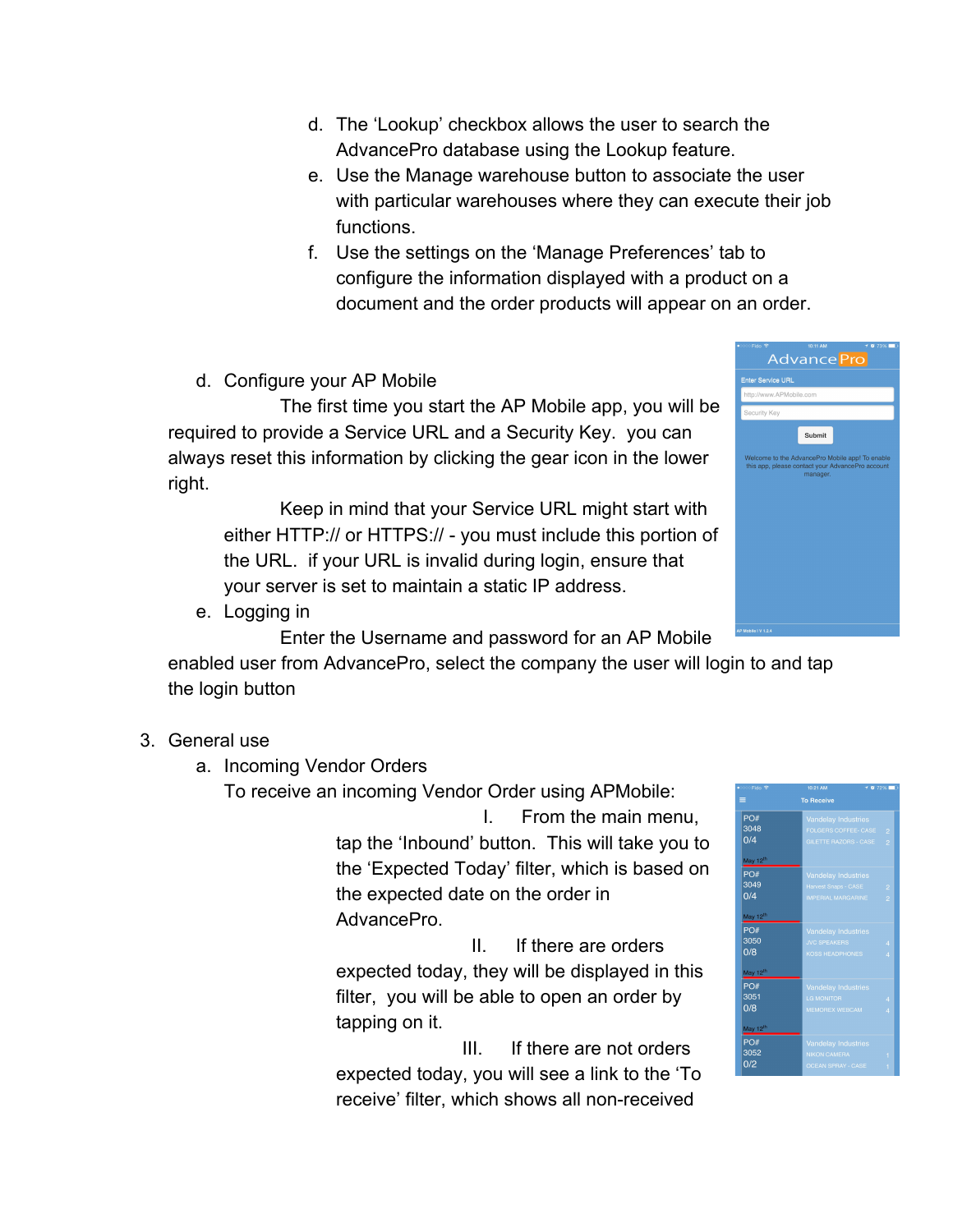d. The 'Lookup' checkbox allows the user to search the AdvancePro database using the Lookup feature.
e. Use the Manage warehouse button to associate the user with particular warehouses where they can execute their job functions.
f. Use the settings on the 'Manage Preferences' tab to configure the information displayed with a product on a document and the order products will appear on an order.

d. Configure your AP Mobile

The first time you start the AP Mobile app, you will be required to provide a Service URL and a Security Key. you can always reset this information by clicking the gear icon in the lower right.

Keep in mind that your Service URL might start with either HTTP:// or HTTPS:// - you must include this portion of the URL. if your URL is invalid during login, ensure that your server is set to maintain a static IP address.

e. Logging in

Enter the Username and password for an AP Mobile enabled user from AdvancePro, select the company the user will login to and tap the login button

3. General use
   a. Incoming Vendor Orders

   To receive an incoming Vendor Order using APMobile:

   I. From the main menu, tap the 'Inbound' button. This will take you to the 'Expected Today' filter, which is based on the expected date on the order in AdvancePro.

   II. If there are orders expected today, they will be displayed in this filter, you will be able to open an order by tapping on it.

   III. If there are not orders expected today, you will see a link to the 'To receive' filter, which shows all non-received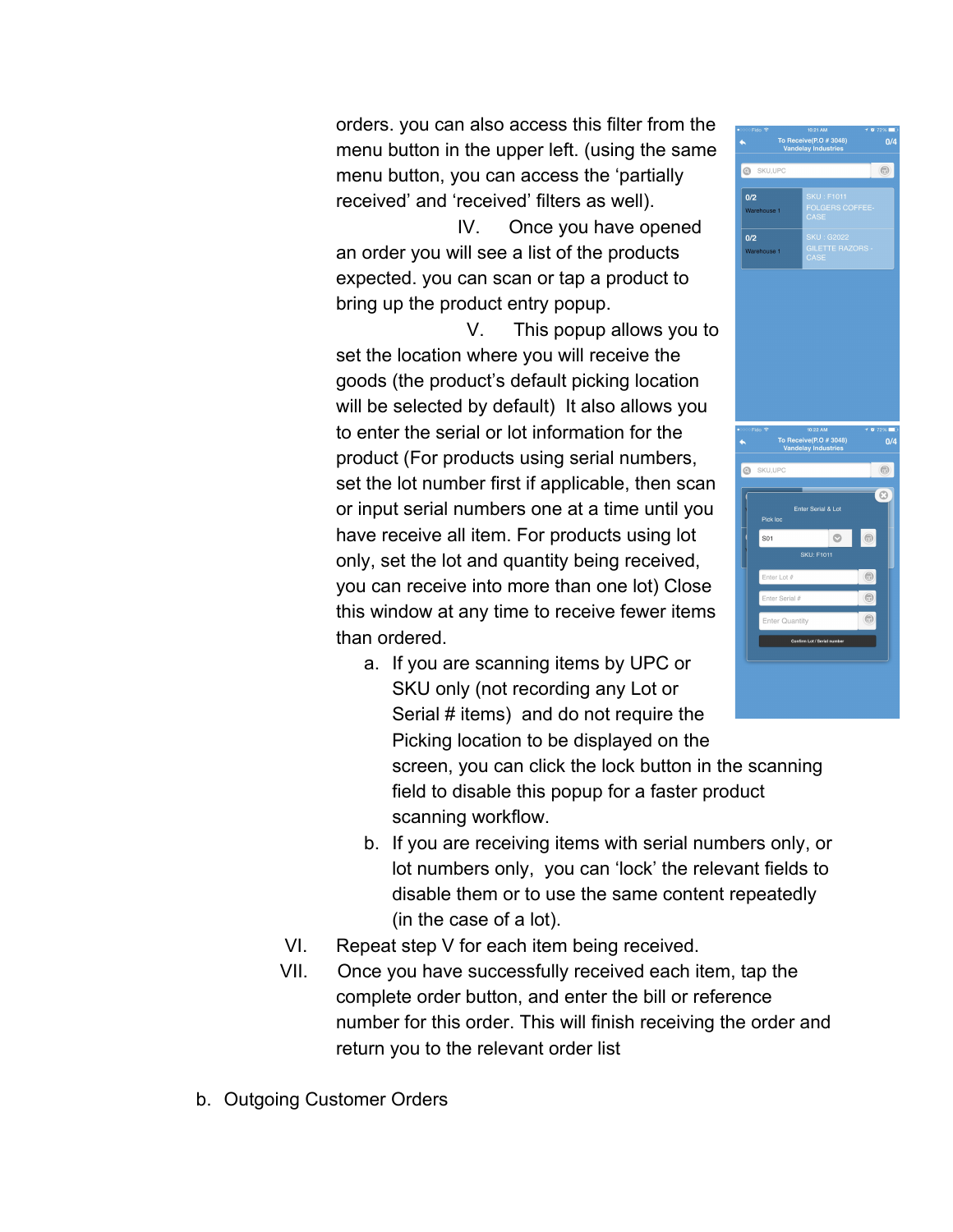orders. you can also access this filter from the menu button in the upper left. (using the same menu button, you can access the 'partially received' and 'received' filters as well).

IV. Once you have opened an order you will see a list of the products expected. you can scan or tap a product to bring up the product entry popup.

V. This popup allows you to set the location where you will receive the goods (the product's default picking location will be selected by default) It also allows you to enter the serial or lot information for the product (For products using serial numbers, set the lot number first if applicable, then scan or input serial numbers one at a time until you have receive all item. For products using lot only, set the lot and quantity being received, you can receive into more than one lot) Close this window at any time to receive fewer items than ordered.

   a. If you are scanning items by UPC or SKU only (not recording any Lot or Serial # items) and do not require the Picking location to be displayed on the screen, you can click the lock button in the scanning field to disable this popup for a faster product scanning workflow.
   b. If you are receiving items with serial numbers only, or lot numbers only, you can 'lock' the relevant fields to disable them or to use the same content repeatedly (in the case of a lot).

VI. Repeat step V for each item being received.

VII. Once you have successfully received each item, tap the complete order button, and enter the bill or reference number for this order. This will finish receiving the order and return you to the relevant order list

b. Outgoing Customer Orders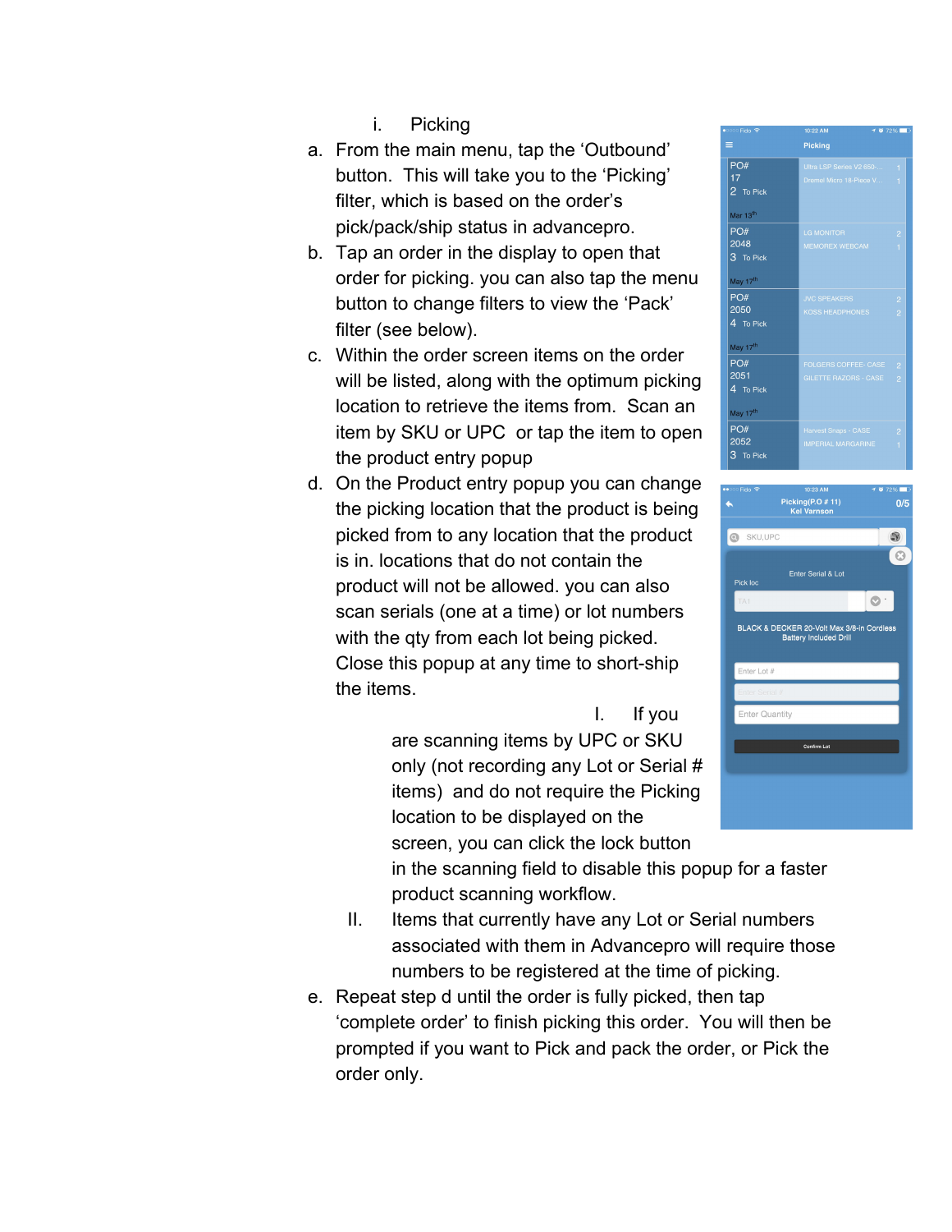i. Picking

a. From the main menu, tap the ‘Outbound’ button. This will take you to the ‘Picking’ filter, which is based on the order’s pick/pack/ship status in advancepro.

b. Tap an order in the display to open that order for picking. you can also tap the menu button to change filters to view the ‘Pack’ filter (see below).

c. Within the order screen items on the order will be listed, along with the optimum picking location to retrieve the items from. Scan an item by SKU or UPC or tap the item to open the product entry popup

d. On the Product entry popup you can change the picking location that the product is being picked from to any location that the product is in. locations that do not contain the product will not be allowed. you can also scan serials (one at a time) or lot numbers with the qty from each lot being picked. Close this popup at any time to short-ship the items.

   I. If you are scanning items by UPC or SKU only (not recording any Lot or Serial # items) and do not require the Picking location to be displayed on the screen, you can click the lock button in the scanning field to disable this popup for a faster product scanning workflow.

   II. Items that currently have any Lot or Serial numbers associated with them in Advancepro will require those numbers to be registered at the time of picking.

e. Repeat step d until the order is fully picked, then tap ‘complete order’ to finish picking this order. You will then be prompted if you want to Pick and pack the order, or Pick the order only.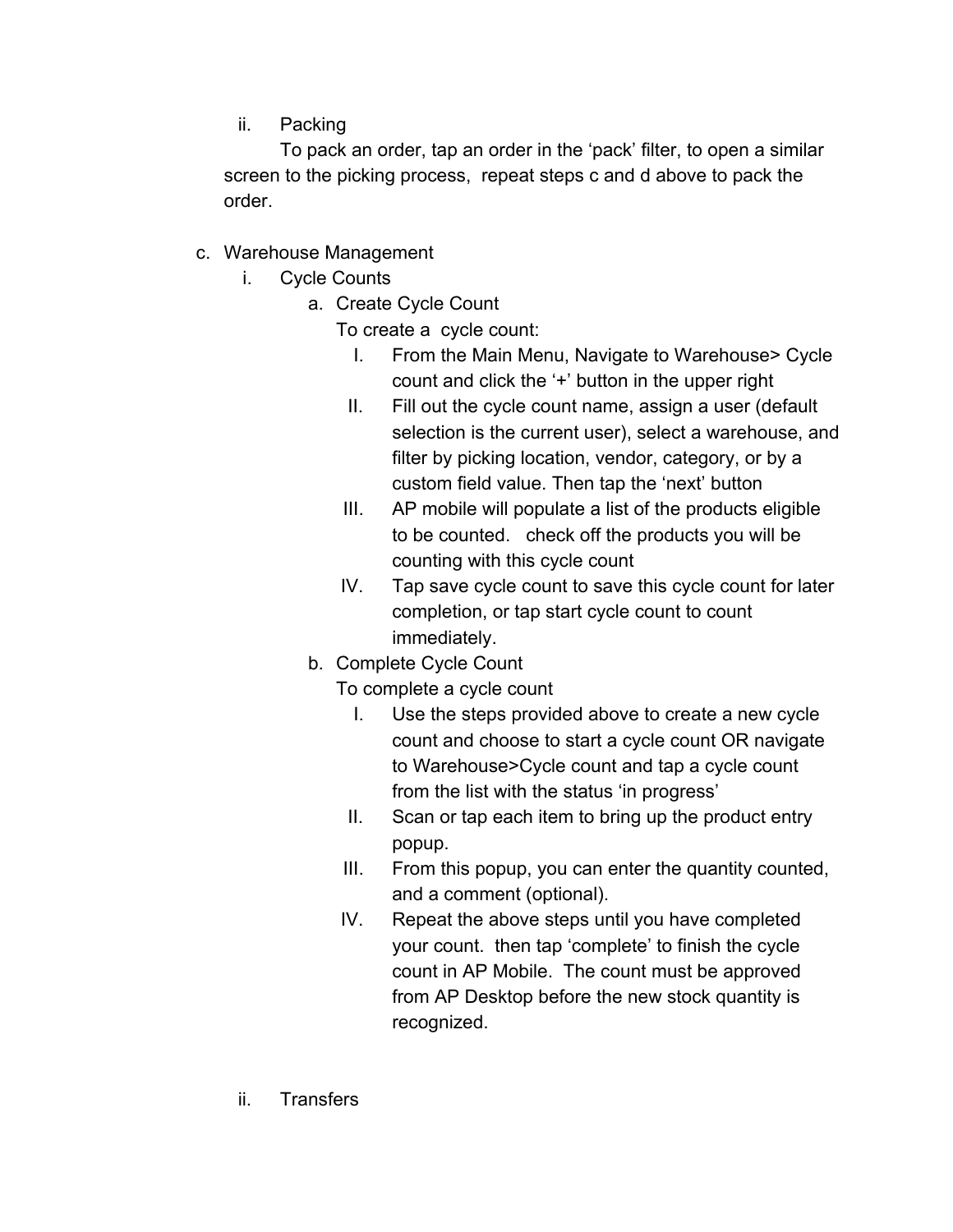ii. Packing

To pack an order, tap an order in the ‘pack’ filter, to open a similar screen to the picking process, repeat steps c and d above to pack the order.

c. Warehouse Management

i. Cycle Counts

a. Create Cycle Count

To create a cycle count:

I. From the Main Menu, Navigate to Warehouse> Cycle count and click the ‘+’ button in the upper right

II. Fill out the cycle count name, assign a user (default selection is the current user), select a warehouse, and filter by picking location, vendor, category, or by a custom field value. Then tap the ‘next’ button

III. AP mobile will populate a list of the products eligible to be counted. check off the products you will be counting with this cycle count

IV. Tap save cycle count to save this cycle count for later completion, or tap start cycle count to count immediately.

b. Complete Cycle Count

To complete a cycle count

I. Use the steps provided above to create a new cycle count and choose to start a cycle count OR navigate to Warehouse>Cycle count and tap a cycle count from the list with the status ‘in progress’

II. Scan or tap each item to bring up the product entry popup.

III. From this popup, you can enter the quantity counted, and a comment (optional).

IV. Repeat the above steps until you have completed your count. then tap ‘complete’ to finish the cycle count in AP Mobile. The count must be approved from AP Desktop before the new stock quantity is recognized.

ii. Transfers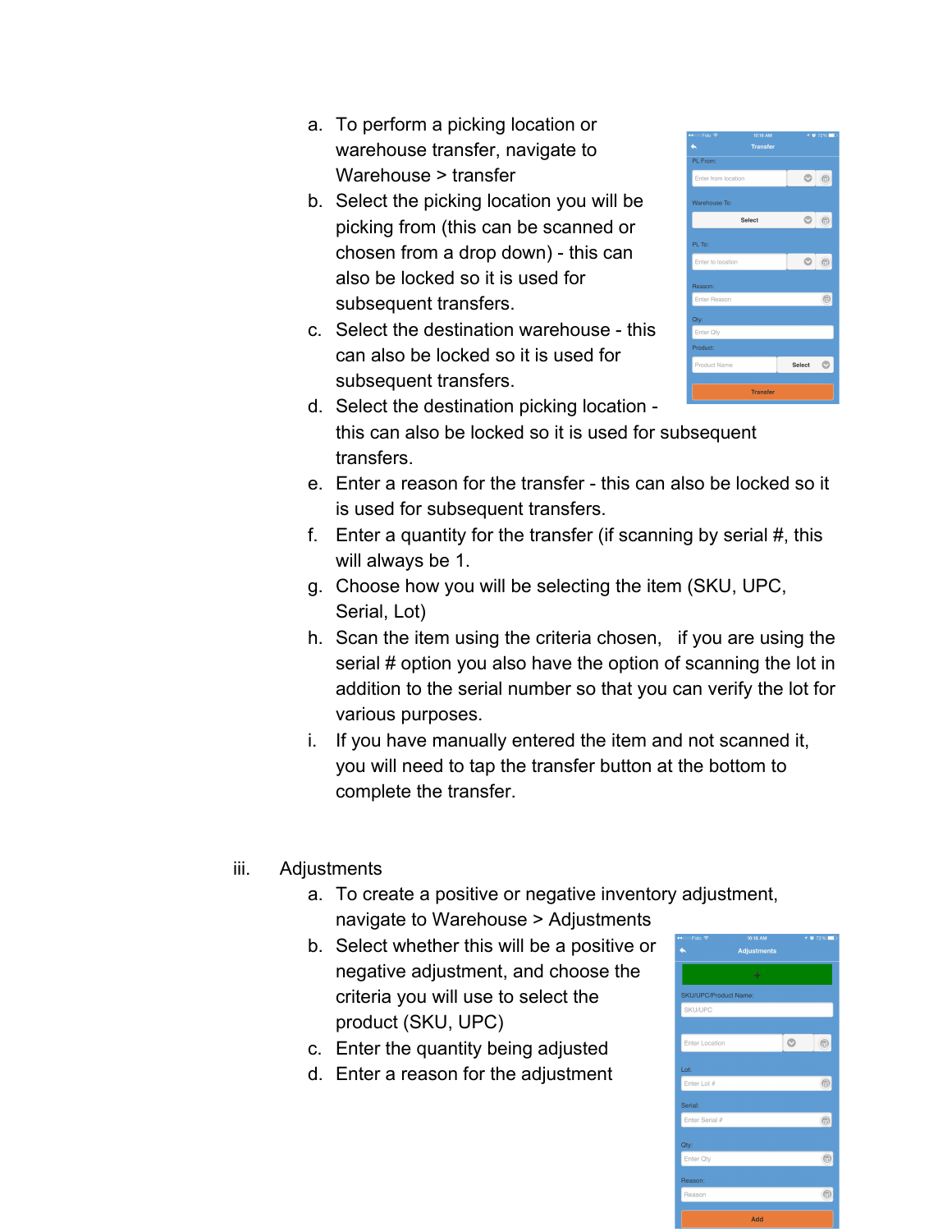a. To perform a picking location or warehouse transfer, navigate to Warehouse > transfer
b. Select the picking location you will be picking from (this can be scanned or chosen from a drop down) - this can also be locked so it is used for subsequent transfers.
c. Select the destination warehouse - this can also be locked so it is used for subsequent transfers.
d. Select the destination picking location - this can also be locked so it is used for subsequent transfers.
e. Enter a reason for the transfer - this can also be locked so it is used for subsequent transfers.
f. Enter a quantity for the transfer (if scanning by serial #, this will always be 1.
g. Choose how you will be selecting the item (SKU, UPC, Serial, Lot)
h. Scan the item using the criteria chosen, if you are using the serial # option you also have the option of scanning the lot in addition to the serial number so that you can verify the lot for various purposes.
i. If you have manually entered the item and not scanned it, you will need to tap the transfer button at the bottom to complete the transfer.

iii. Adjustments

a. To create a positive or negative inventory adjustment, navigate to Warehouse > Adjustments
b. Select whether this will be a positive or negative adjustment, and choose the criteria you will use to select the product (SKU, UPC)
c. Enter the quantity being adjusted
d. Enter a reason for the adjustment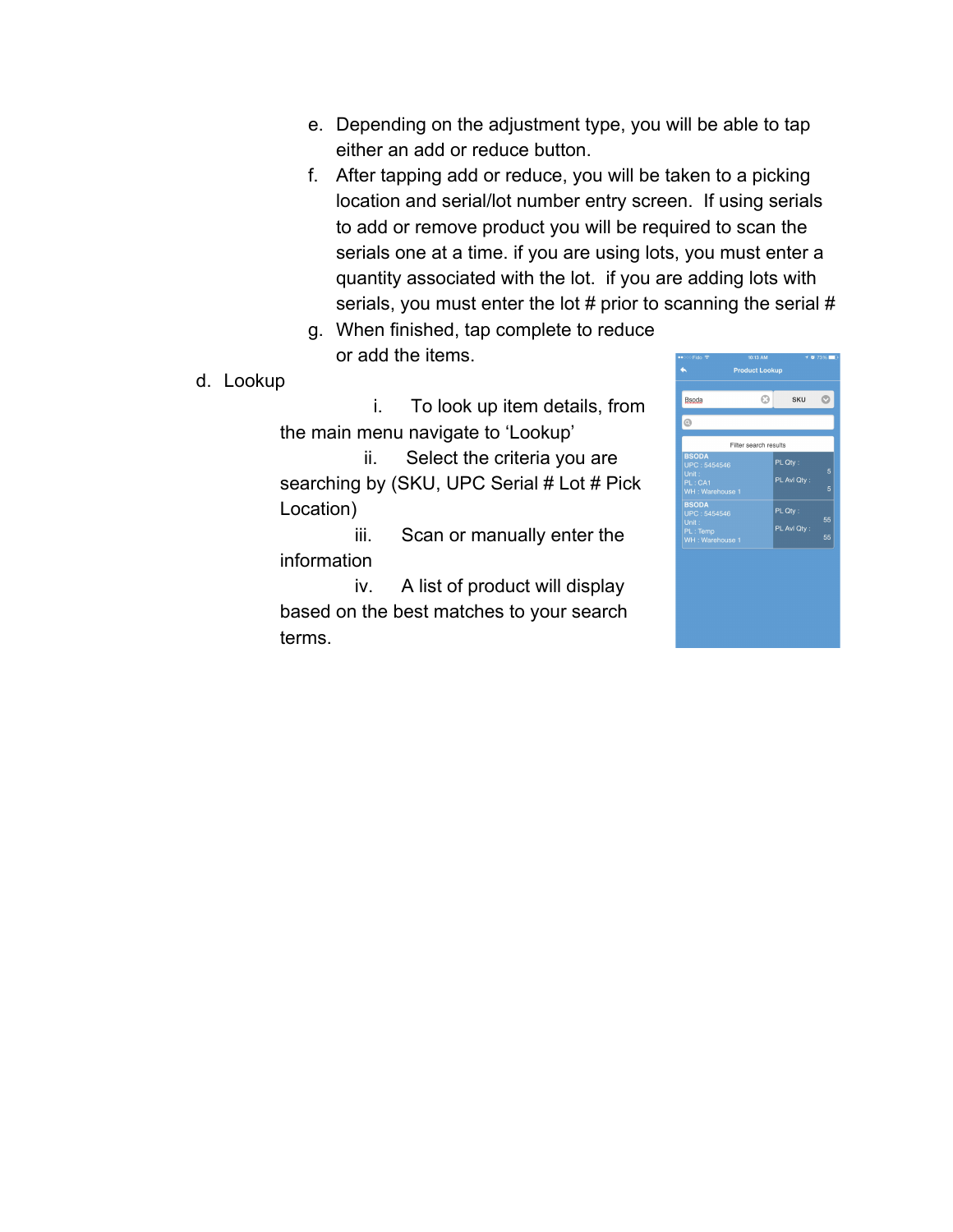e. Depending on the adjustment type, you will be able to tap either an add or reduce button.

f. After tapping add or reduce, you will be taken to a picking location and serial/lot number entry screen. If using serials to add or remove product you will be required to scan the serials one at a time. if you are using lots, you must enter a quantity associated with the lot. if you are adding lots with serials, you must enter the lot # prior to scanning the serial #

g. When finished, tap complete to reduce or add the items.

d. Lookup

i. To look up item details, from the main menu navigate to 'Lookup'

ii. Select the criteria you are searching by (SKU, UPC Serial # Lot # Pick Location)

iii. Scan or manually enter the information

iv. A list of product will display based on the best matches to your search terms.